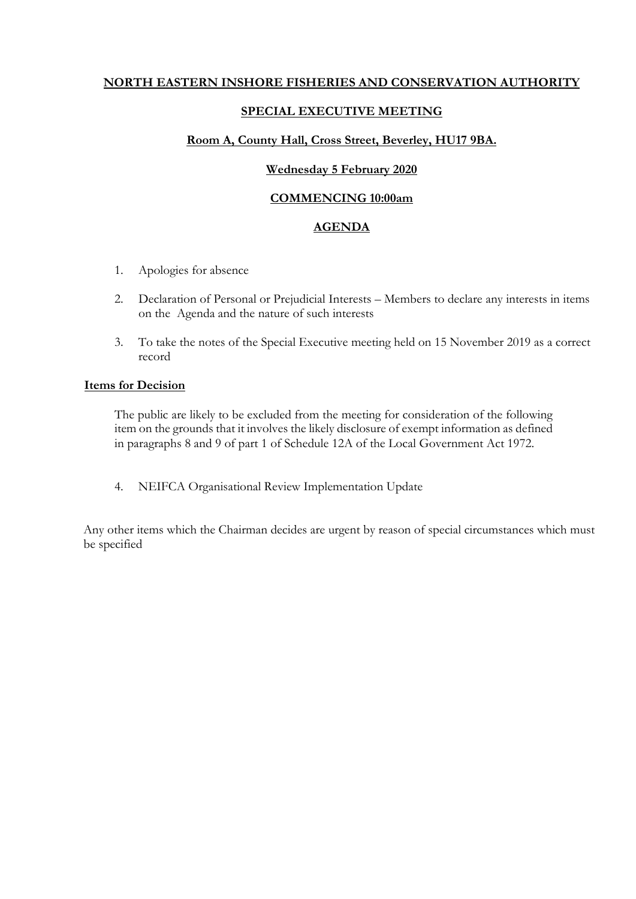# NORTH EASTERN INSHORE FISHERIES AND CONSERVATION AUTHORITY

## SPECIAL EXECUTIVE MEETING

**Room A, County Hall, Cross Street, Beverley, HU17 9BA.**

**Wednesday 5 February 2020**

**COMMENCING 10:00am**

## AGENDA

1. Apologies for absence
2. Declaration of Personal or Prejudicial Interests – Members to declare any interests in items on the Agenda and the nature of such interests
3. To take the notes of the Special Executive meeting held on 15 November 2019 as a correct record

**Items for Decision**

The public are likely to be excluded from the meeting for consideration of the following item on the grounds that it involves the likely disclosure of exempt information as defined in paragraphs 8 and 9 of part 1 of Schedule 12A of the Local Government Act 1972.

4. NEIFCA Organisational Review Implementation Update

Any other items which the Chairman decides are urgent by reason of special circumstances which must be specified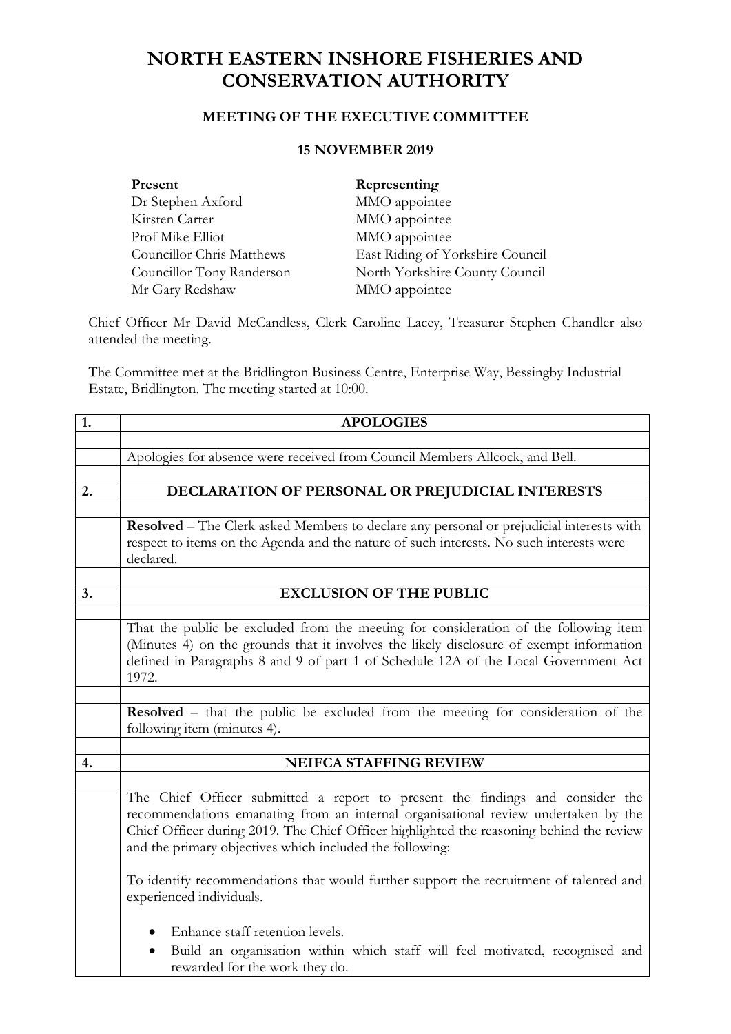# NORTH EASTERN INSHORE FISHERIES AND CONSERVATION AUTHORITY

## MEETING OF THE EXECUTIVE COMMITTEE

### 15 NOVEMBER 2019

| **Present** | **Representing** |
|---|---|
| Dr Stephen Axford | MMO appointee |
| Kirsten Carter | MMO appointee |
| Prof Mike Elliot | MMO appointee |
| Councillor Chris Matthews | East Riding of Yorkshire Council |
| Councillor Tony Randerson | North Yorkshire County Council |
| Mr Gary Redshaw | MMO appointee |

Chief Officer Mr David McCandless, Clerk Caroline Lacey, Treasurer Stephen Chandler also attended the meeting.

The Committee met at the Bridlington Business Centre, Enterprise Way, Bessingby Industrial Estate, Bridlington. The meeting started at 10:00.

| | |
|---|---|
| **1.** | **APOLOGIES** |
| | Apologies for absence were received from Council Members Allcock, and Bell. |
| **2.** | **DECLARATION OF PERSONAL OR PREJUDICIAL INTERESTS** |
| | **Resolved** – The Clerk asked Members to declare any personal or prejudicial interests with respect to items on the Agenda and the nature of such interests. No such interests were declared. |
| **3.** | **EXCLUSION OF THE PUBLIC** |
| | That the public be excluded from the meeting for consideration of the following item (Minutes 4) on the grounds that it involves the likely disclosure of exempt information defined in Paragraphs 8 and 9 of part 1 of Schedule 12A of the Local Government Act 1972. |
| | **Resolved** – that the public be excluded from the meeting for consideration of the following item (minutes 4). |
| **4.** | **NEIFCA STAFFING REVIEW** |
| | The Chief Officer submitted a report to present the findings and consider the recommendations emanating from an internal organisational review undertaken by the Chief Officer during 2019. The Chief Officer highlighted the reasoning behind the review and the primary objectives which included the following:<br><br>To identify recommendations that would further support the recruitment of talented and experienced individuals.<br><br>• Enhance staff retention levels.<br>• Build an organisation within which staff will feel motivated, recognised and rewarded for the work they do. |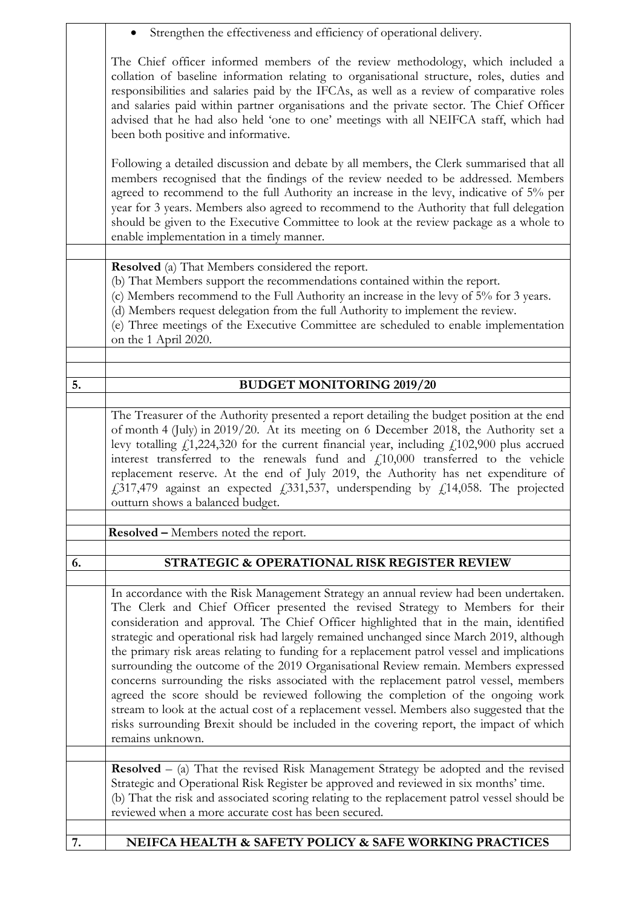- Strengthen the effectiveness and efficiency of operational delivery.

The Chief officer informed members of the review methodology, which included a collation of baseline information relating to organisational structure, roles, duties and responsibilities and salaries paid by the IFCAs, as well as a review of comparative roles and salaries paid within partner organisations and the private sector. The Chief Officer advised that he had also held 'one to one' meetings with all NEIFCA staff, which had been both positive and informative.

Following a detailed discussion and debate by all members, the Clerk summarised that all members recognised that the findings of the review needed to be addressed. Members agreed to recommend to the full Authority an increase in the levy, indicative of 5% per year for 3 years. Members also agreed to recommend to the Authority that full delegation should be given to the Executive Committee to look at the review package as a whole to enable implementation in a timely manner.

**Resolved** (a) That Members considered the report.
(b) That Members support the recommendations contained within the report.
(c) Members recommend to the Full Authority an increase in the levy of 5% for 3 years.
(d) Members request delegation from the full Authority to implement the review.
(e) Three meetings of the Executive Committee are scheduled to enable implementation on the 1 April 2020.

## 5. BUDGET MONITORING 2019/20

The Treasurer of the Authority presented a report detailing the budget position at the end of month 4 (July) in 2019/20. At its meeting on 6 December 2018, the Authority set a levy totalling £1,224,320 for the current financial year, including £102,900 plus accrued interest transferred to the renewals fund and £10,000 transferred to the vehicle replacement reserve. At the end of July 2019, the Authority has net expenditure of £317,479 against an expected £331,537, underspending by £14,058. The projected outturn shows a balanced budget.

**Resolved –** Members noted the report.

## 6. STRATEGIC & OPERATIONAL RISK REGISTER REVIEW

In accordance with the Risk Management Strategy an annual review had been undertaken. The Clerk and Chief Officer presented the revised Strategy to Members for their consideration and approval. The Chief Officer highlighted that in the main, identified strategic and operational risk had largely remained unchanged since March 2019, although the primary risk areas relating to funding for a replacement patrol vessel and implications surrounding the outcome of the 2019 Organisational Review remain. Members expressed concerns surrounding the risks associated with the replacement patrol vessel, members agreed the score should be reviewed following the completion of the ongoing work stream to look at the actual cost of a replacement vessel. Members also suggested that the risks surrounding Brexit should be included in the covering report, the impact of which remains unknown.

**Resolved** – (a) That the revised Risk Management Strategy be adopted and the revised Strategic and Operational Risk Register be approved and reviewed in six months' time.
(b) That the risk and associated scoring relating to the replacement patrol vessel should be reviewed when a more accurate cost has been secured.

## 7. NEIFCA HEALTH & SAFETY POLICY & SAFE WORKING PRACTICES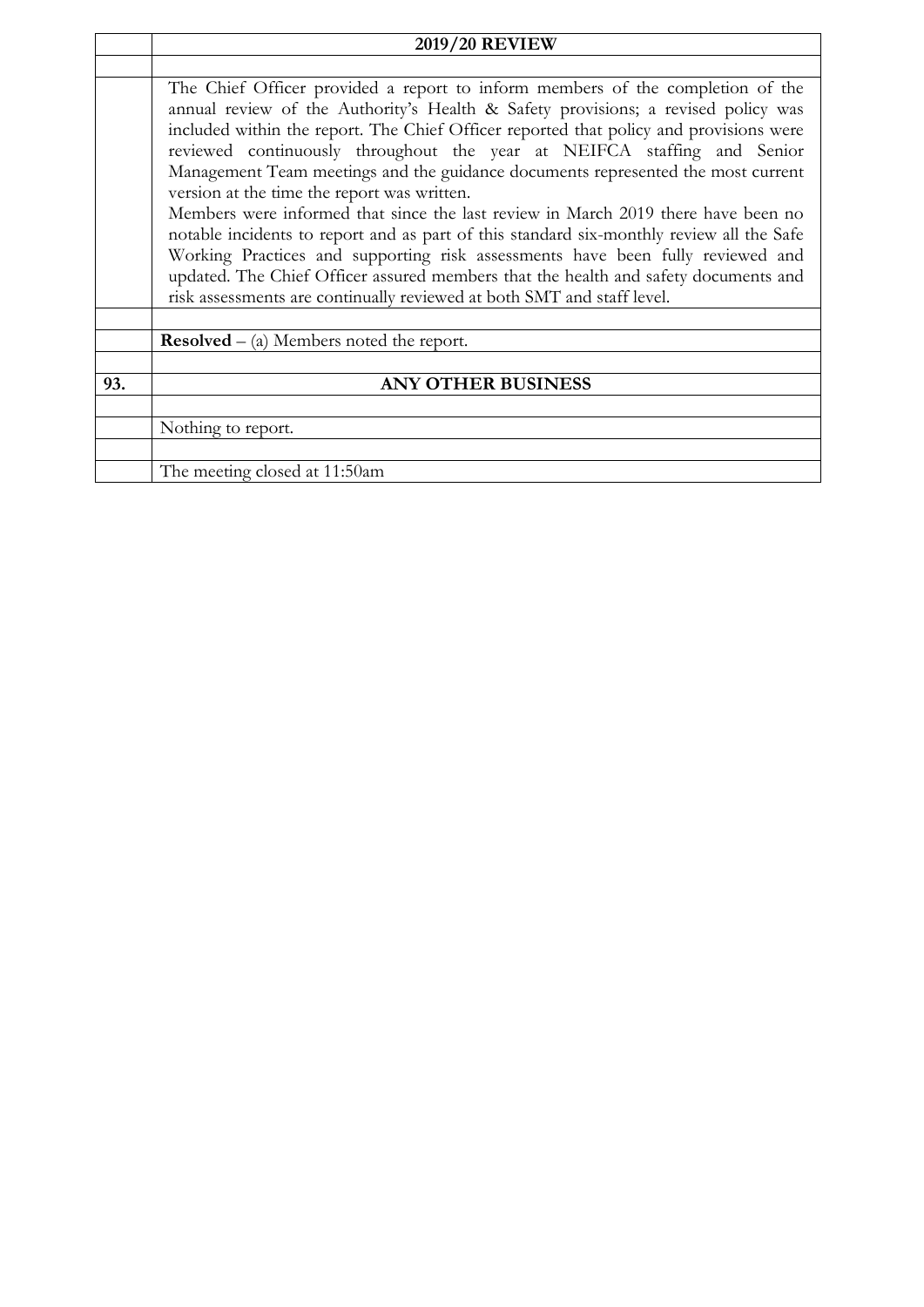| | **2019/20 REVIEW** |
|---|---|
| | |
| | The Chief Officer provided a report to inform members of the completion of the annual review of the Authority's Health & Safety provisions; a revised policy was included within the report. The Chief Officer reported that policy and provisions were reviewed continuously throughout the year at NEIFCA staffing and Senior Management Team meetings and the guidance documents represented the most current version at the time the report was written.<br>Members were informed that since the last review in March 2019 there have been no notable incidents to report and as part of this standard six-monthly review all the Safe Working Practices and supporting risk assessments have been fully reviewed and updated. The Chief Officer assured members that the health and safety documents and risk assessments are continually reviewed at both SMT and staff level. |
| | |
| | **Resolved** – (a) Members noted the report. |
| | |
| **93.** | **ANY OTHER BUSINESS** |
| | |
| | Nothing to report. |
| | |
| | The meeting closed at 11:50am |